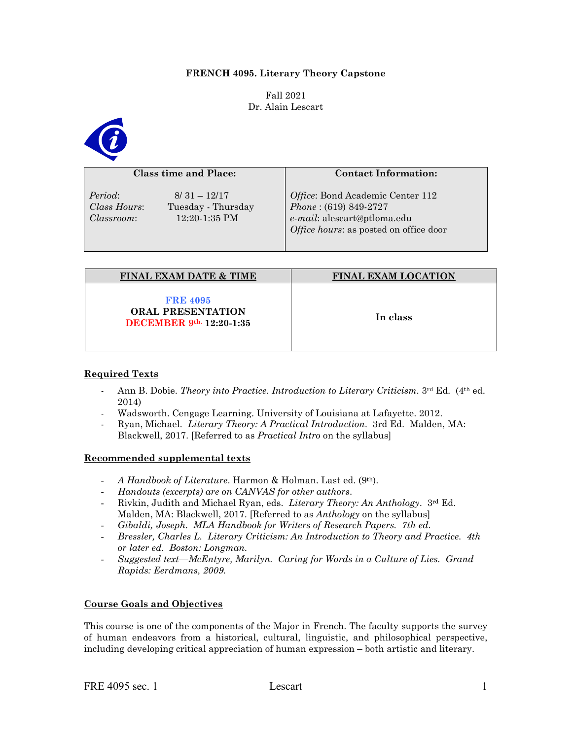**FRENCH 4095. Literary Theory Capstone**

Fall 2021
Dr. Alain Lescart

| Class time and Place: | Contact Information: |
| --- | --- |
| *Period*: 8/ 31 – 12/17<br>*Class Hours*: Tuesday - Thursday<br>*Classroom*: 12:20-1:35 PM | *Office*: Bond Academic Center 112<br>*Phone* : (619) 849-2727<br>*e-mail*: alescart@ptloma.edu<br>*Office hours*: as posted on office door |

| FINAL EXAM DATE & TIME | FINAL EXAM LOCATION |
| --- | --- |
| **FRE 4095**<br>**ORAL PRESENTATION**<br>**DECEMBER 9th. 12:20-1:35** | **In class** |

## Required Texts

- Ann B. Dobie. *Theory into Practice. Introduction to Literary Criticism*. 3rd Ed. (4th ed. 2014)
- Wadsworth. Cengage Learning. University of Louisiana at Lafayette. 2012.
- Ryan, Michael. *Literary Theory: A Practical Introduction*. 3rd Ed. Malden, MA: Blackwell, 2017. [Referred to as *Practical Intro* on the syllabus]

## Recommended supplemental texts

- *A Handbook of Literature*. Harmon & Holman. Last ed. (9th).
- *Handouts (excerpts) are on CANVAS for other authors*.
- Rivkin, Judith and Michael Ryan, eds. *Literary Theory: An Anthology*. 3rd Ed. Malden, MA: Blackwell, 2017. [Referred to as *Anthology* on the syllabus]
- *Gibaldi, Joseph. MLA Handbook for Writers of Research Papers. 7th ed.*
- *Bressler, Charles L. Literary Criticism: An Introduction to Theory and Practice. 4th or later ed. Boston: Longman.*
- *Suggested text—McEntyre, Marilyn. Caring for Words in a Culture of Lies. Grand Rapids: Eerdmans, 2009.*

## Course Goals and Objectives

This course is one of the components of the Major in French. The faculty supports the survey of human endeavors from a historical, cultural, linguistic, and philosophical perspective, including developing critical appreciation of human expression – both artistic and literary.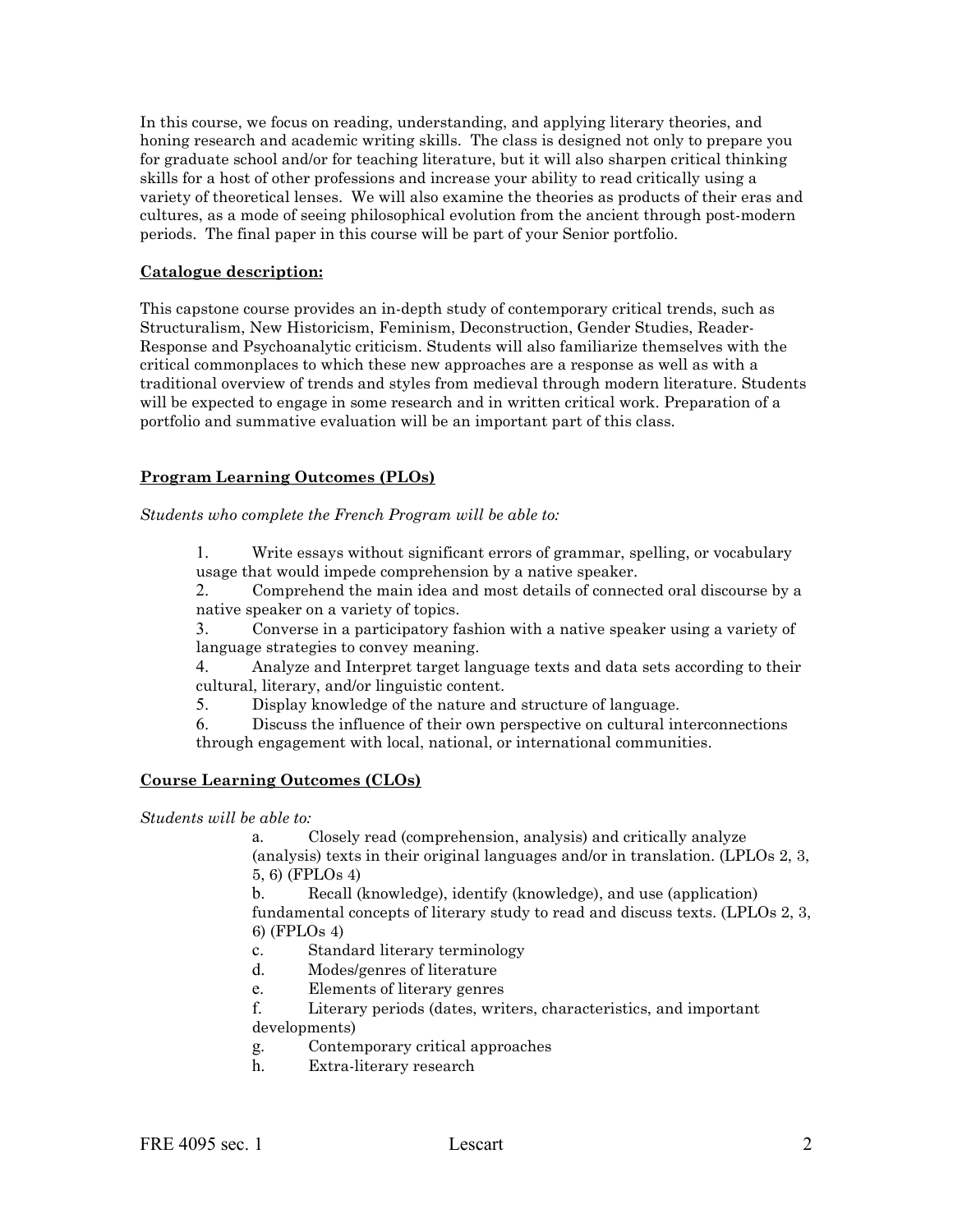In this course, we focus on reading, understanding, and applying literary theories, and honing research and academic writing skills. The class is designed not only to prepare you for graduate school and/or for teaching literature, but it will also sharpen critical thinking skills for a host of other professions and increase your ability to read critically using a variety of theoretical lenses. We will also examine the theories as products of their eras and cultures, as a mode of seeing philosophical evolution from the ancient through post-modern periods. The final paper in this course will be part of your Senior portfolio.

**Catalogue description:**

This capstone course provides an in-depth study of contemporary critical trends, such as Structuralism, New Historicism, Feminism, Deconstruction, Gender Studies, Reader-Response and Psychoanalytic criticism. Students will also familiarize themselves with the critical commonplaces to which these new approaches are a response as well as with a traditional overview of trends and styles from medieval through modern literature. Students will be expected to engage in some research and in written critical work. Preparation of a portfolio and summative evaluation will be an important part of this class.

**Program Learning Outcomes (PLOs)**

*Students who complete the French Program will be able to:*

1. Write essays without significant errors of grammar, spelling, or vocabulary usage that would impede comprehension by a native speaker.
2. Comprehend the main idea and most details of connected oral discourse by a native speaker on a variety of topics.
3. Converse in a participatory fashion with a native speaker using a variety of language strategies to convey meaning.
4. Analyze and Interpret target language texts and data sets according to their cultural, literary, and/or linguistic content.
5. Display knowledge of the nature and structure of language.
6. Discuss the influence of their own perspective on cultural interconnections through engagement with local, national, or international communities.

**Course Learning Outcomes (CLOs)**

*Students will be able to:*

a. Closely read (comprehension, analysis) and critically analyze (analysis) texts in their original languages and/or in translation. (LPLOs 2, 3, 5, 6) (FPLOs 4)

b. Recall (knowledge), identify (knowledge), and use (application) fundamental concepts of literary study to read and discuss texts. (LPLOs 2, 3, 6) (FPLOs 4)

c. Standard literary terminology

d. Modes/genres of literature

e. Elements of literary genres

f. Literary periods (dates, writers, characteristics, and important developments)

g. Contemporary critical approaches

h. Extra-literary research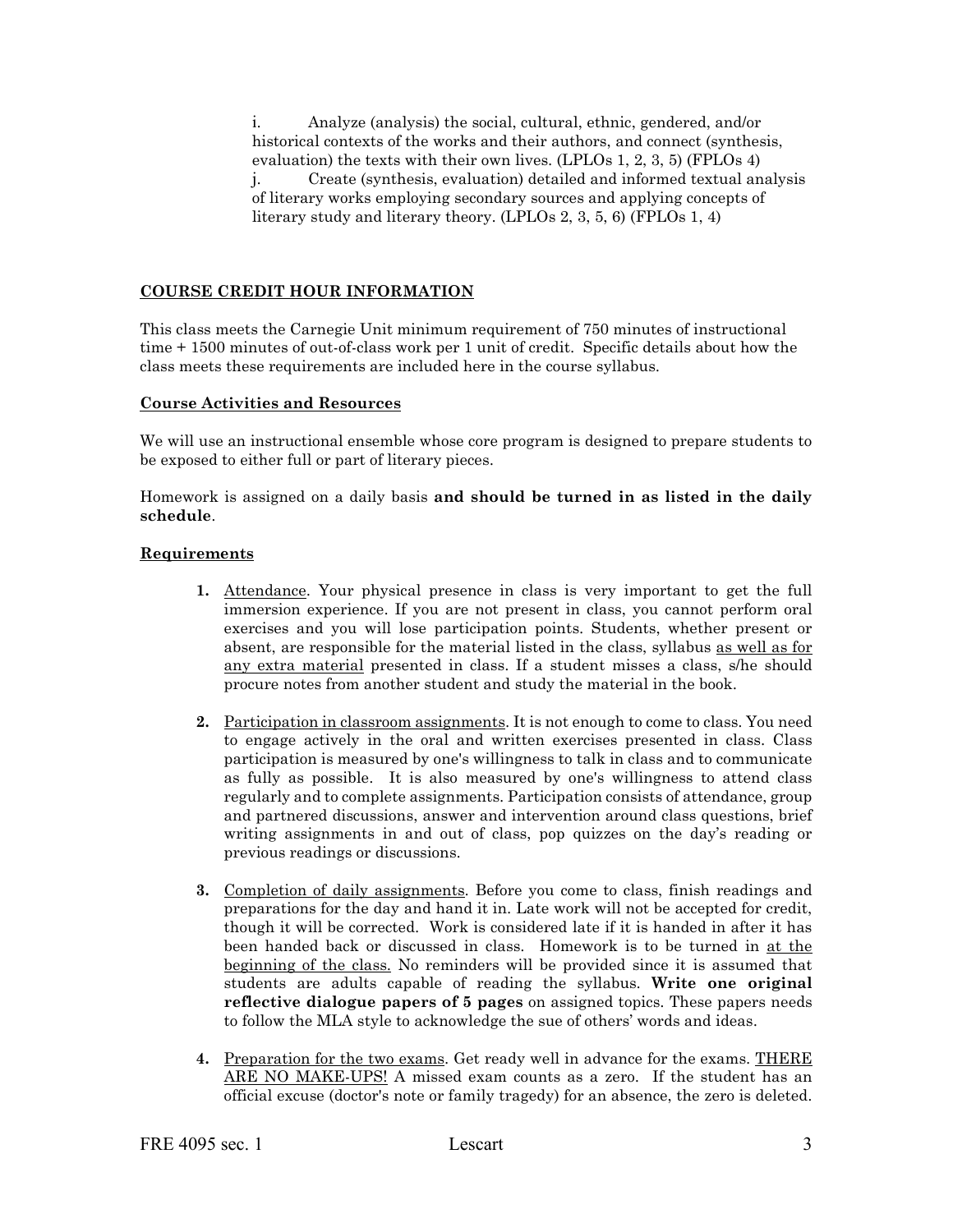i. Analyze (analysis) the social, cultural, ethnic, gendered, and/or historical contexts of the works and their authors, and connect (synthesis, evaluation) the texts with their own lives. (LPLOs 1, 2, 3, 5) (FPLOs 4)

j. Create (synthesis, evaluation) detailed and informed textual analysis of literary works employing secondary sources and applying concepts of literary study and literary theory. (LPLOs 2, 3, 5, 6) (FPLOs 1, 4)

## COURSE CREDIT HOUR INFORMATION

This class meets the Carnegie Unit minimum requirement of 750 minutes of instructional time + 1500 minutes of out-of-class work per 1 unit of credit. Specific details about how the class meets these requirements are included here in the course syllabus.

### Course Activities and Resources

We will use an instructional ensemble whose core program is designed to prepare students to be exposed to either full or part of literary pieces.

Homework is assigned on a daily basis **and should be turned in as listed in the daily schedule**.

### Requirements

1. Attendance. Your physical presence in class is very important to get the full immersion experience. If you are not present in class, you cannot perform oral exercises and you will lose participation points. Students, whether present or absent, are responsible for the material listed in the class, syllabus as well as for any extra material presented in class. If a student misses a class, s/he should procure notes from another student and study the material in the book.

2. Participation in classroom assignments. It is not enough to come to class. You need to engage actively in the oral and written exercises presented in class. Class participation is measured by one's willingness to talk in class and to communicate as fully as possible. It is also measured by one's willingness to attend class regularly and to complete assignments. Participation consists of attendance, group and partnered discussions, answer and intervention around class questions, brief writing assignments in and out of class, pop quizzes on the day's reading or previous readings or discussions.

3. Completion of daily assignments. Before you come to class, finish readings and preparations for the day and hand it in. Late work will not be accepted for credit, though it will be corrected. Work is considered late if it is handed in after it has been handed back or discussed in class. Homework is to be turned in at the beginning of the class. No reminders will be provided since it is assumed that students are adults capable of reading the syllabus. **Write one original reflective dialogue papers of 5 pages** on assigned topics. These papers needs to follow the MLA style to acknowledge the sue of others' words and ideas.

4. Preparation for the two exams. Get ready well in advance for the exams. THERE ARE NO MAKE-UPS! A missed exam counts as a zero. If the student has an official excuse (doctor's note or family tragedy) for an absence, the zero is deleted.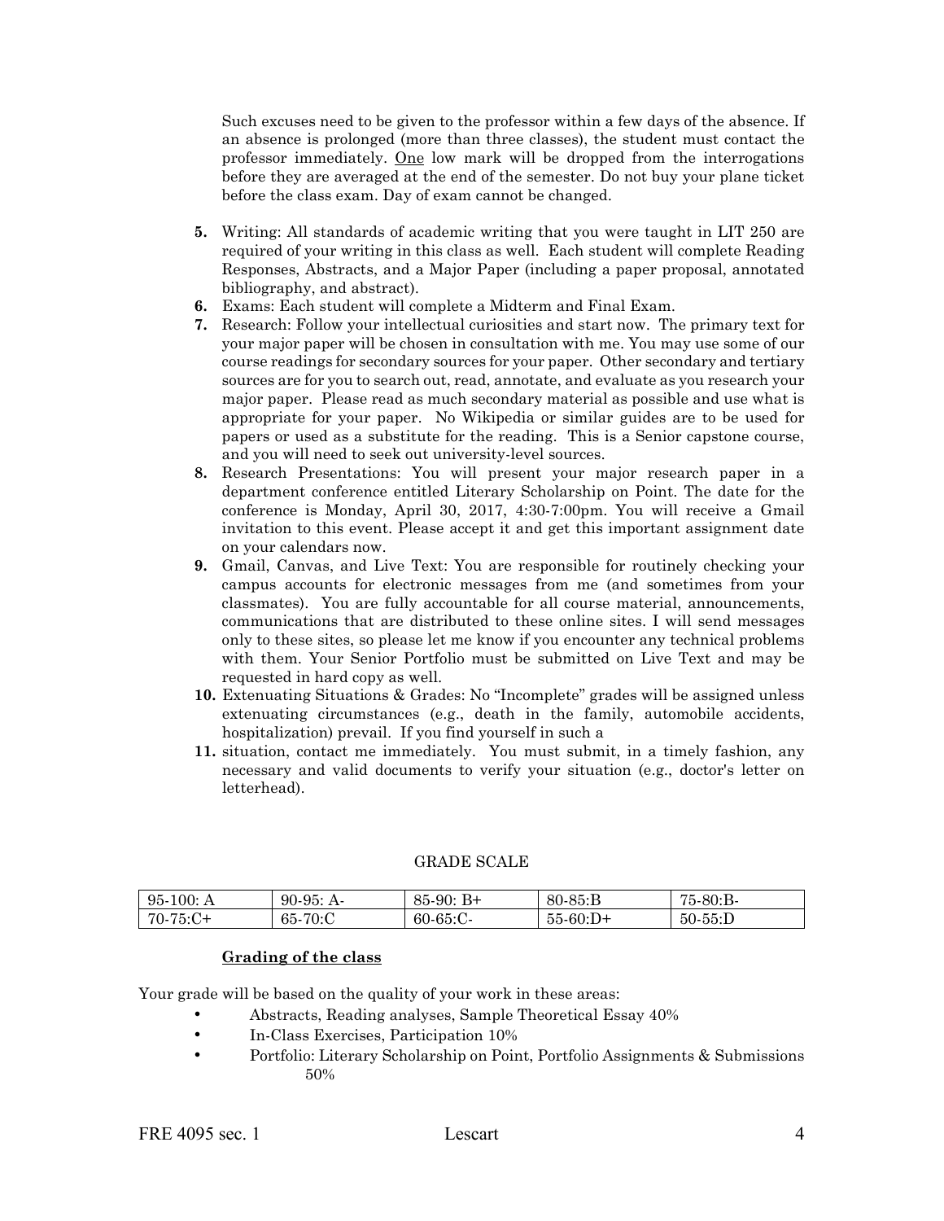Such excuses need to be given to the professor within a few days of the absence. If an absence is prolonged (more than three classes), the student must contact the professor immediately. <u>One</u> low mark will be dropped from the interrogations before they are averaged at the end of the semester. Do not buy your plane ticket before the class exam. Day of exam cannot be changed.

5. Writing: All standards of academic writing that you were taught in LIT 250 are required of your writing in this class as well. Each student will complete Reading Responses, Abstracts, and a Major Paper (including a paper proposal, annotated bibliography, and abstract).
6. Exams: Each student will complete a Midterm and Final Exam.
7. Research: Follow your intellectual curiosities and start now. The primary text for your major paper will be chosen in consultation with me. You may use some of our course readings for secondary sources for your paper. Other secondary and tertiary sources are for you to search out, read, annotate, and evaluate as you research your major paper. Please read as much secondary material as possible and use what is appropriate for your paper. No Wikipedia or similar guides are to be used for papers or used as a substitute for the reading. This is a Senior capstone course, and you will need to seek out university-level sources.
8. Research Presentations: You will present your major research paper in a department conference entitled Literary Scholarship on Point. The date for the conference is Monday, April 30, 2017, 4:30-7:00pm. You will receive a Gmail invitation to this event. Please accept it and get this important assignment date on your calendars now.
9. Gmail, Canvas, and Live Text: You are responsible for routinely checking your campus accounts for electronic messages from me (and sometimes from your classmates). You are fully accountable for all course material, announcements, communications that are distributed to these online sites. I will send messages only to these sites, so please let me know if you encounter any technical problems with them. Your Senior Portfolio must be submitted on Live Text and may be requested in hard copy as well.
10. Extenuating Situations & Grades: No "Incomplete" grades will be assigned unless extenuating circumstances (e.g., death in the family, automobile accidents, hospitalization) prevail. If you find yourself in such a
11. situation, contact me immediately. You must submit, in a timely fashion, any necessary and valid documents to verify your situation (e.g., doctor's letter on letterhead).

GRADE SCALE

| | | | | |
|---|---|---|---|---|
| 95-100: A | 90-95: A- | 85-90: B+ | 80-85:B | 75-80:B- |
| 70-75:C+ | 65-70:C | 60-65:C- | 55-60:D+ | 50-55:D |

**<u>Grading of the class</u>**

Your grade will be based on the quality of your work in these areas:

- Abstracts, Reading analyses, Sample Theoretical Essay 40%
- In-Class Exercises, Participation 10%
- Portfolio: Literary Scholarship on Point, Portfolio Assignments & Submissions 50%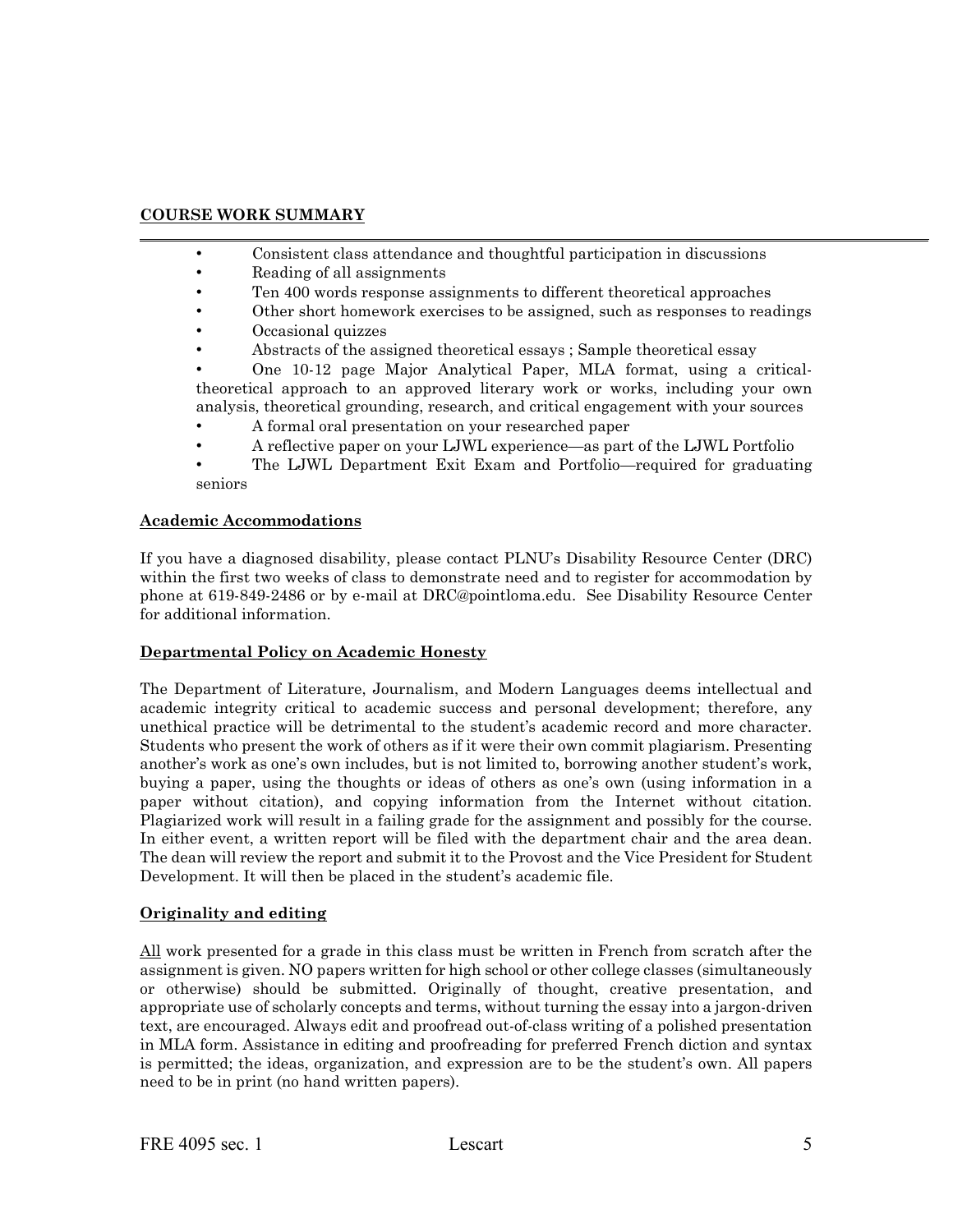**COURSE WORK SUMMARY**

---

- Consistent class attendance and thoughtful participation in discussions
- Reading of all assignments
- Ten 400 words response assignments to different theoretical approaches
- Other short homework exercises to be assigned, such as responses to readings
- Occasional quizzes
- Abstracts of the assigned theoretical essays ; Sample theoretical essay
- One 10-12 page Major Analytical Paper, MLA format, using a critical-theoretical approach to an approved literary work or works, including your own analysis, theoretical grounding, research, and critical engagement with your sources
- A formal oral presentation on your researched paper
- A reflective paper on your LJWL experience—as part of the LJWL Portfolio
- The LJWL Department Exit Exam and Portfolio—required for graduating seniors

**Academic Accommodations**

If you have a diagnosed disability, please contact PLNU's Disability Resource Center (DRC) within the first two weeks of class to demonstrate need and to register for accommodation by phone at 619-849-2486 or by e-mail at DRC@pointloma.edu. See Disability Resource Center for additional information.

**Departmental Policy on Academic Honesty**

The Department of Literature, Journalism, and Modern Languages deems intellectual and academic integrity critical to academic success and personal development; therefore, any unethical practice will be detrimental to the student's academic record and more character. Students who present the work of others as if it were their own commit plagiarism. Presenting another's work as one's own includes, but is not limited to, borrowing another student's work, buying a paper, using the thoughts or ideas of others as one's own (using information in a paper without citation), and copying information from the Internet without citation. Plagiarized work will result in a failing grade for the assignment and possibly for the course. In either event, a written report will be filed with the department chair and the area dean. The dean will review the report and submit it to the Provost and the Vice President for Student Development. It will then be placed in the student's academic file.

**Originality and editing**

All work presented for a grade in this class must be written in French from scratch after the assignment is given. NO papers written for high school or other college classes (simultaneously or otherwise) should be submitted. Originally of thought, creative presentation, and appropriate use of scholarly concepts and terms, without turning the essay into a jargon-driven text, are encouraged. Always edit and proofread out-of-class writing of a polished presentation in MLA form. Assistance in editing and proofreading for preferred French diction and syntax is permitted; the ideas, organization, and expression are to be the student's own. All papers need to be in print (no hand written papers).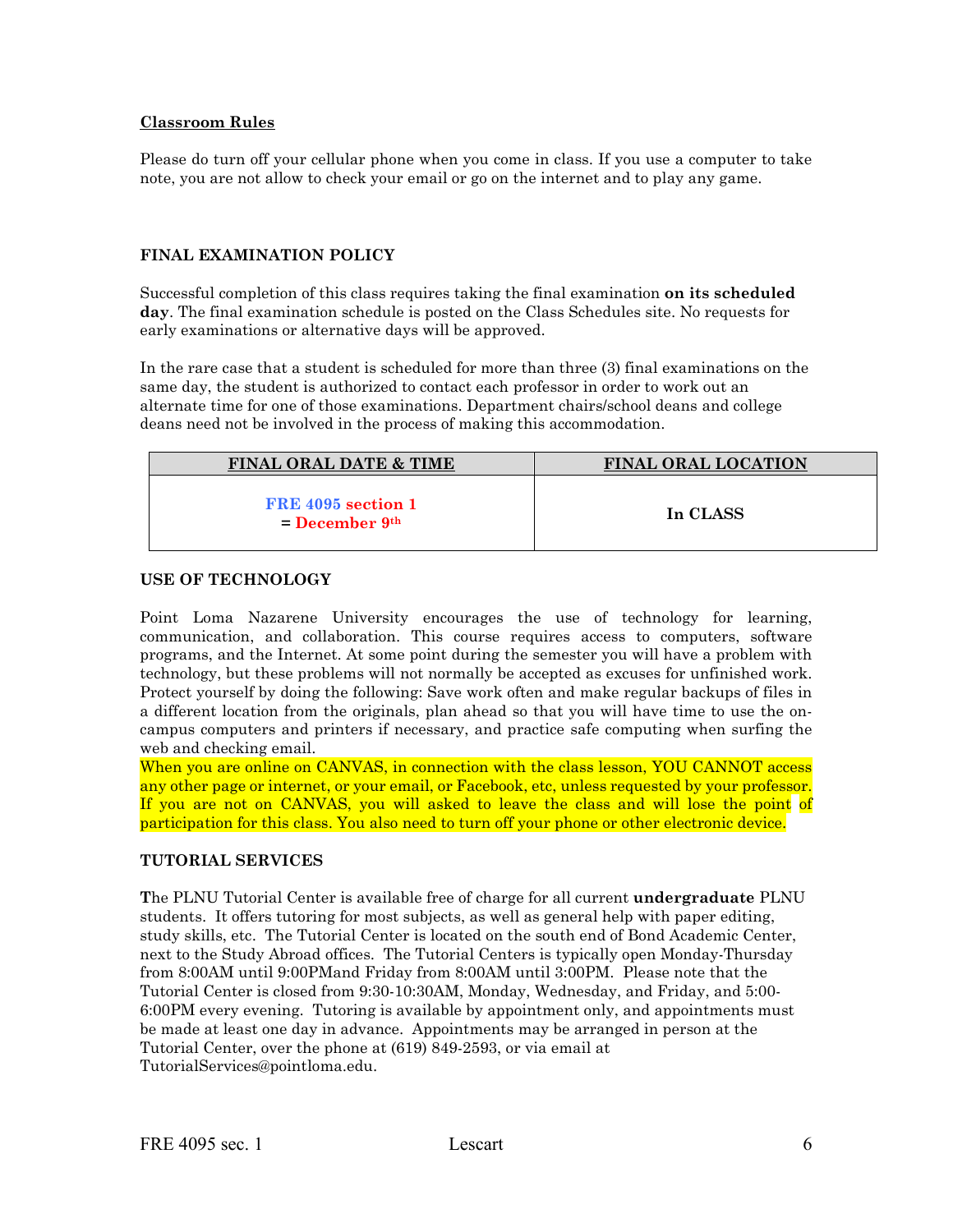**Classroom Rules**

Please do turn off your cellular phone when you come in class. If you use a computer to take note, you are not allow to check your email or go on the internet and to play any game.

### FINAL EXAMINATION POLICY

Successful completion of this class requires taking the final examination **on its scheduled day**. The final examination schedule is posted on the Class Schedules site. No requests for early examinations or alternative days will be approved.

In the rare case that a student is scheduled for more than three (3) final examinations on the same day, the student is authorized to contact each professor in order to work out an alternate time for one of those examinations. Department chairs/school deans and college deans need not be involved in the process of making this accommodation.

| FINAL ORAL DATE & TIME | FINAL ORAL LOCATION |
| --- | --- |
| **FRE 4095 section 1 = December 9th** | **In CLASS** |

### USE OF TECHNOLOGY

Point Loma Nazarene University encourages the use of technology for learning, communication, and collaboration. This course requires access to computers, software programs, and the Internet. At some point during the semester you will have a problem with technology, but these problems will not normally be accepted as excuses for unfinished work. Protect yourself by doing the following: Save work often and make regular backups of files in a different location from the originals, plan ahead so that you will have time to use the on-campus computers and printers if necessary, and practice safe computing when surfing the web and checking email.
When you are online on CANVAS, in connection with the class lesson, YOU CANNOT access any other page or internet, or your email, or Facebook, etc, unless requested by your professor. If you are not on CANVAS, you will asked to leave the class and will lose the point of participation for this class. You also need to turn off your phone or other electronic device.

### TUTORIAL SERVICES

The PLNU Tutorial Center is available free of charge for all current **undergraduate** PLNU students. It offers tutoring for most subjects, as well as general help with paper editing, study skills, etc. The Tutorial Center is located on the south end of Bond Academic Center, next to the Study Abroad offices. The Tutorial Centers is typically open Monday-Thursday from 8:00AM until 9:00PMand Friday from 8:00AM until 3:00PM. Please note that the Tutorial Center is closed from 9:30-10:30AM, Monday, Wednesday, and Friday, and 5:00-6:00PM every evening. Tutoring is available by appointment only, and appointments must be made at least one day in advance. Appointments may be arranged in person at the Tutorial Center, over the phone at (619) 849-2593, or via email at TutorialServices@pointloma.edu.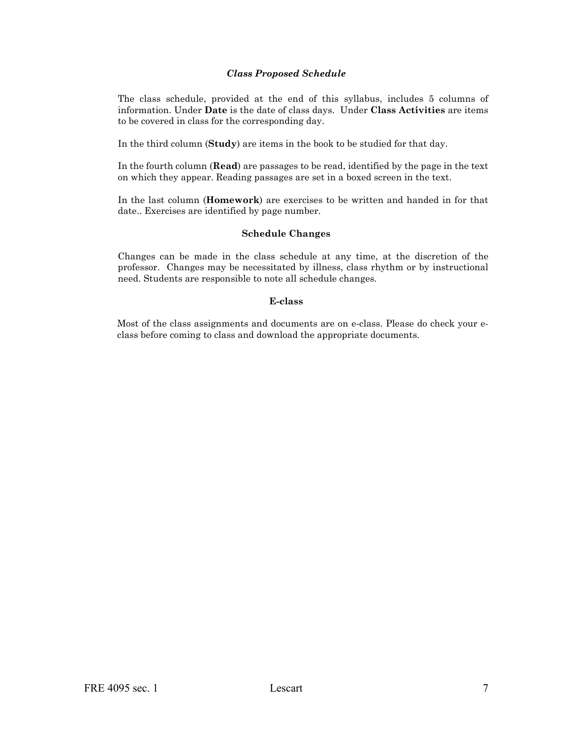### *Class Proposed Schedule*

The class schedule, provided at the end of this syllabus, includes 5 columns of information. Under **Date** is the date of class days. Under **Class Activities** are items to be covered in class for the corresponding day.

In the third column (**Study**) are items in the book to be studied for that day.

In the fourth column (**Read**) are passages to be read, identified by the page in the text on which they appear. Reading passages are set in a boxed screen in the text.

In the last column (**Homework**) are exercises to be written and handed in for that date.. Exercises are identified by page number.

### Schedule Changes

Changes can be made in the class schedule at any time, at the discretion of the professor. Changes may be necessitated by illness, class rhythm or by instructional need. Students are responsible to note all schedule changes.

### E-class

Most of the class assignments and documents are on e-class. Please do check your e-class before coming to class and download the appropriate documents.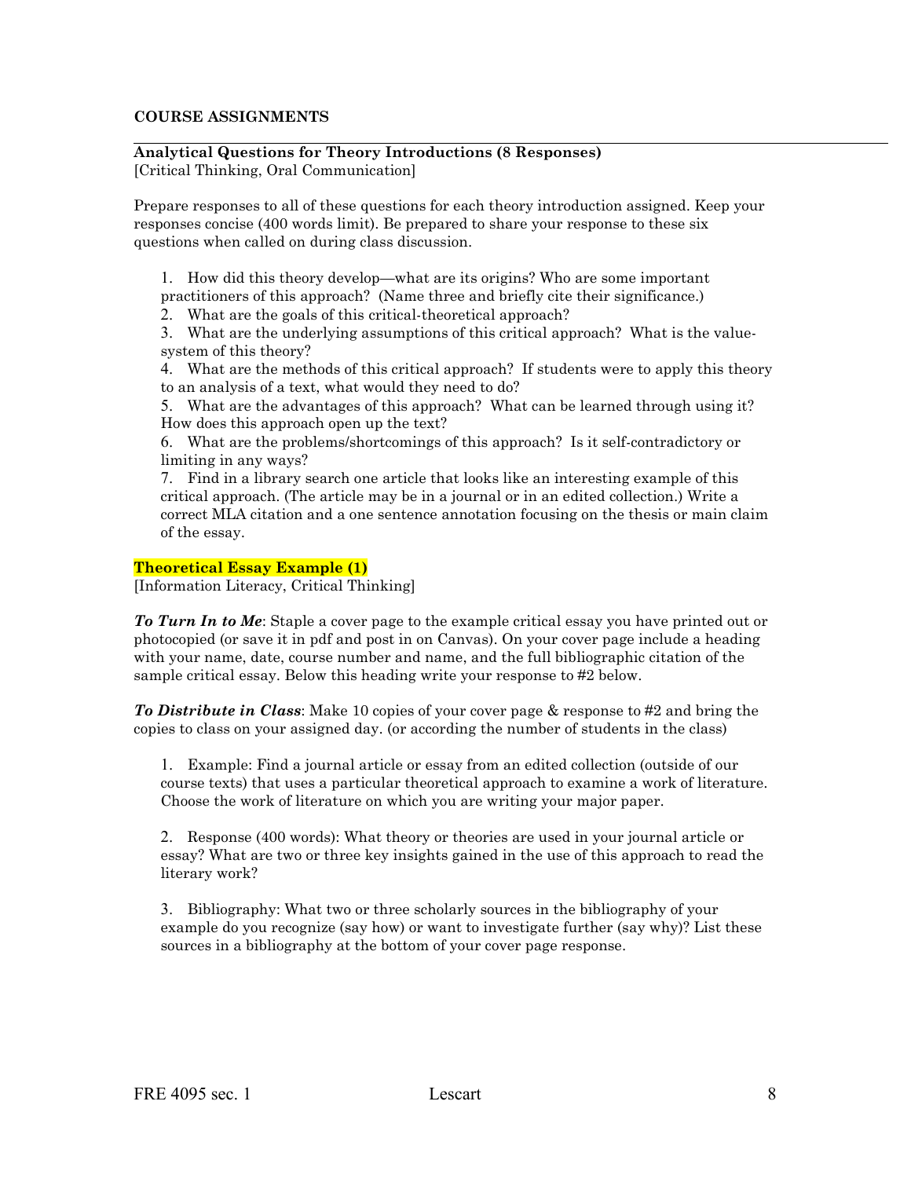## COURSE ASSIGNMENTS

---

**Analytical Questions for Theory Introductions (8 Responses)**
[Critical Thinking, Oral Communication]

Prepare responses to all of these questions for each theory introduction assigned. Keep your responses concise (400 words limit). Be prepared to share your response to these six questions when called on during class discussion.

1. How did this theory develop—what are its origins? Who are some important practitioners of this approach? (Name three and briefly cite their significance.)
2. What are the goals of this critical-theoretical approach?
3. What are the underlying assumptions of this critical approach? What is the value-system of this theory?
4. What are the methods of this critical approach? If students were to apply this theory to an analysis of a text, what would they need to do?
5. What are the advantages of this approach? What can be learned through using it? How does this approach open up the text?
6. What are the problems/shortcomings of this approach? Is it self-contradictory or limiting in any ways?
7. Find in a library search one article that looks like an interesting example of this critical approach. (The article may be in a journal or in an edited collection.) Write a correct MLA citation and a one sentence annotation focusing on the thesis or main claim of the essay.

**Theoretical Essay Example (1)**
[Information Literacy, Critical Thinking]

***To Turn In to Me***: Staple a cover page to the example critical essay you have printed out or photocopied (or save it in pdf and post in on Canvas). On your cover page include a heading with your name, date, course number and name, and the full bibliographic citation of the sample critical essay. Below this heading write your response to #2 below.

***To Distribute in Class***: Make 10 copies of your cover page & response to #2 and bring the copies to class on your assigned day. (or according the number of students in the class)

1. Example: Find a journal article or essay from an edited collection (outside of our course texts) that uses a particular theoretical approach to examine a work of literature. Choose the work of literature on which you are writing your major paper.

2. Response (400 words): What theory or theories are used in your journal article or essay? What are two or three key insights gained in the use of this approach to read the literary work?

3. Bibliography: What two or three scholarly sources in the bibliography of your example do you recognize (say how) or want to investigate further (say why)? List these sources in a bibliography at the bottom of your cover page response.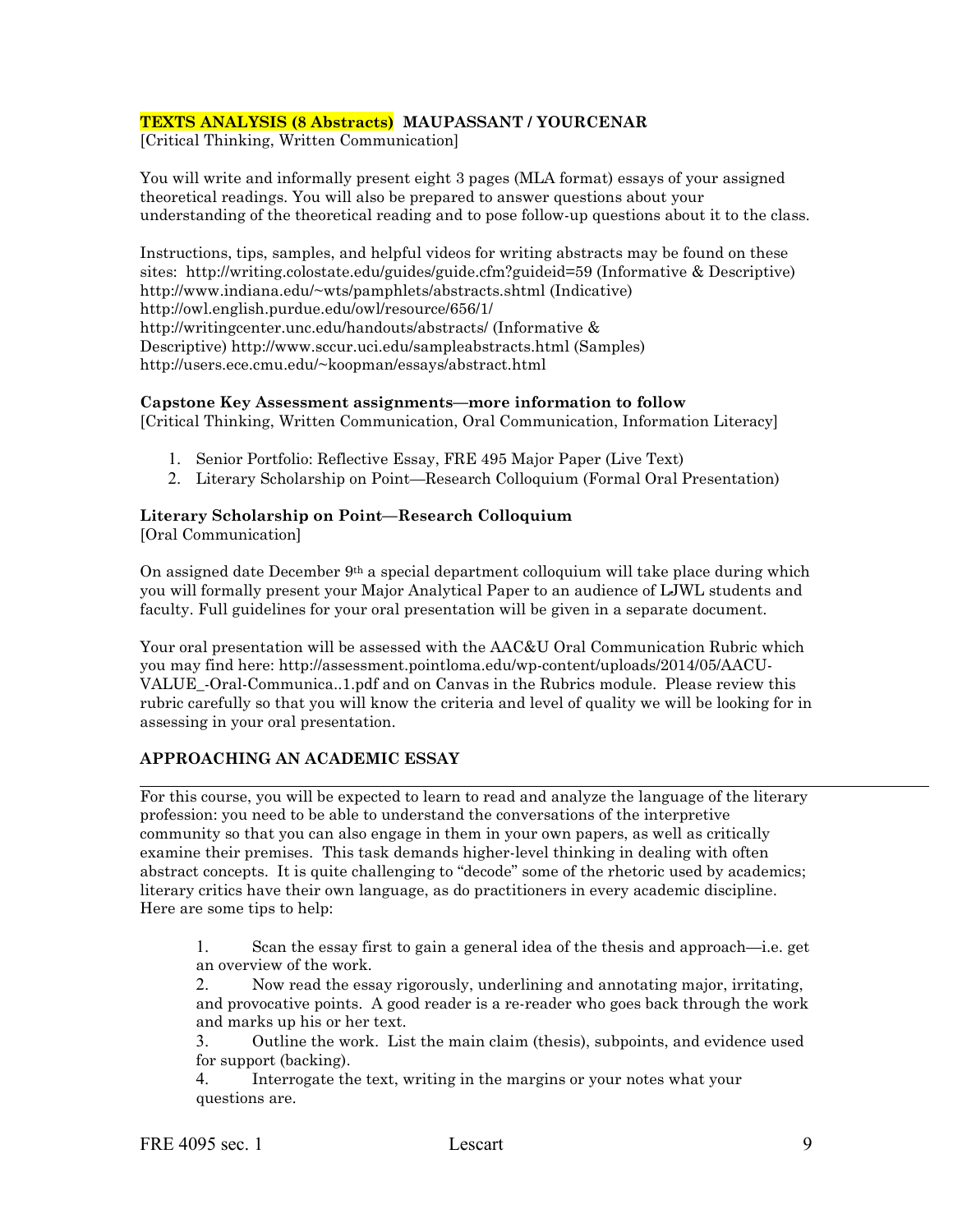**TEXTS ANALYSIS (8 Abstracts) MAUPASSANT / YOURCENAR**
[Critical Thinking, Written Communication]

You will write and informally present eight 3 pages (MLA format) essays of your assigned theoretical readings. You will also be prepared to answer questions about your understanding of the theoretical reading and to pose follow-up questions about it to the class.

Instructions, tips, samples, and helpful videos for writing abstracts may be found on these sites: http://writing.colostate.edu/guides/guide.cfm?guideid=59 (Informative & Descriptive) http://www.indiana.edu/~wts/pamphlets/abstracts.shtml (Indicative) http://owl.english.purdue.edu/owl/resource/656/1/ http://writingcenter.unc.edu/handouts/abstracts/ (Informative & Descriptive) http://www.sccur.uci.edu/sampleabstracts.html (Samples) http://users.ece.cmu.edu/~koopman/essays/abstract.html

**Capstone Key Assessment assignments—more information to follow**
[Critical Thinking, Written Communication, Oral Communication, Information Literacy]

1. Senior Portfolio: Reflective Essay, FRE 495 Major Paper (Live Text)
2. Literary Scholarship on Point—Research Colloquium (Formal Oral Presentation)

**Literary Scholarship on Point—Research Colloquium**
[Oral Communication]

On assigned date December 9th a special department colloquium will take place during which you will formally present your Major Analytical Paper to an audience of LJWL students and faculty. Full guidelines for your oral presentation will be given in a separate document.

Your oral presentation will be assessed with the AAC&U Oral Communication Rubric which you may find here: http://assessment.pointloma.edu/wp-content/uploads/2014/05/AACU-VALUE_-Oral-Communica..1.pdf and on Canvas in the Rubrics module. Please review this rubric carefully so that you will know the criteria and level of quality we will be looking for in assessing in your oral presentation.

**APPROACHING AN ACADEMIC ESSAY**

---

For this course, you will be expected to learn to read and analyze the language of the literary profession: you need to be able to understand the conversations of the interpretive community so that you can also engage in them in your own papers, as well as critically examine their premises. This task demands higher-level thinking in dealing with often abstract concepts. It is quite challenging to "decode" some of the rhetoric used by academics; literary critics have their own language, as do practitioners in every academic discipline. Here are some tips to help:

1. Scan the essay first to gain a general idea of the thesis and approach—i.e. get an overview of the work.
2. Now read the essay rigorously, underlining and annotating major, irritating, and provocative points. A good reader is a re-reader who goes back through the work and marks up his or her text.
3. Outline the work. List the main claim (thesis), subpoints, and evidence used for support (backing).
4. Interrogate the text, writing in the margins or your notes what your questions are.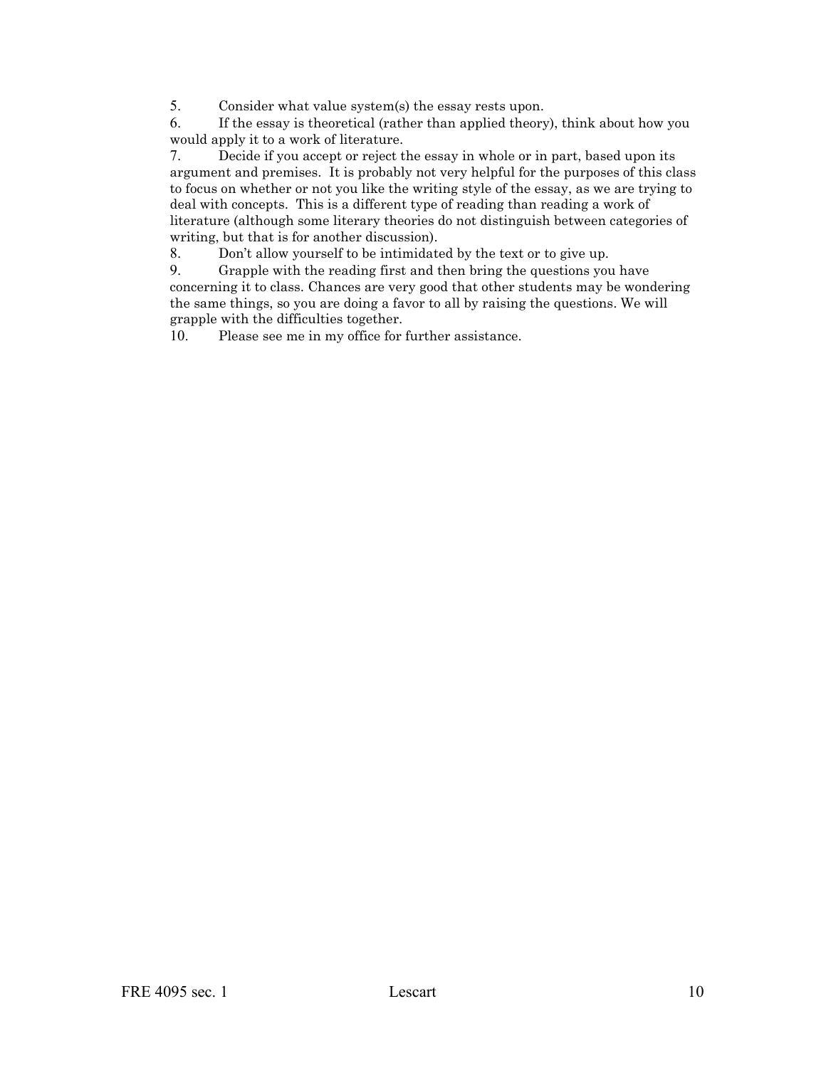5. Consider what value system(s) the essay rests upon.
6. If the essay is theoretical (rather than applied theory), think about how you would apply it to a work of literature.
7. Decide if you accept or reject the essay in whole or in part, based upon its argument and premises. It is probably not very helpful for the purposes of this class to focus on whether or not you like the writing style of the essay, as we are trying to deal with concepts. This is a different type of reading than reading a work of literature (although some literary theories do not distinguish between categories of writing, but that is for another discussion).
8. Don't allow yourself to be intimidated by the text or to give up.
9. Grapple with the reading first and then bring the questions you have concerning it to class. Chances are very good that other students may be wondering the same things, so you are doing a favor to all by raising the questions. We will grapple with the difficulties together.
10. Please see me in my office for further assistance.